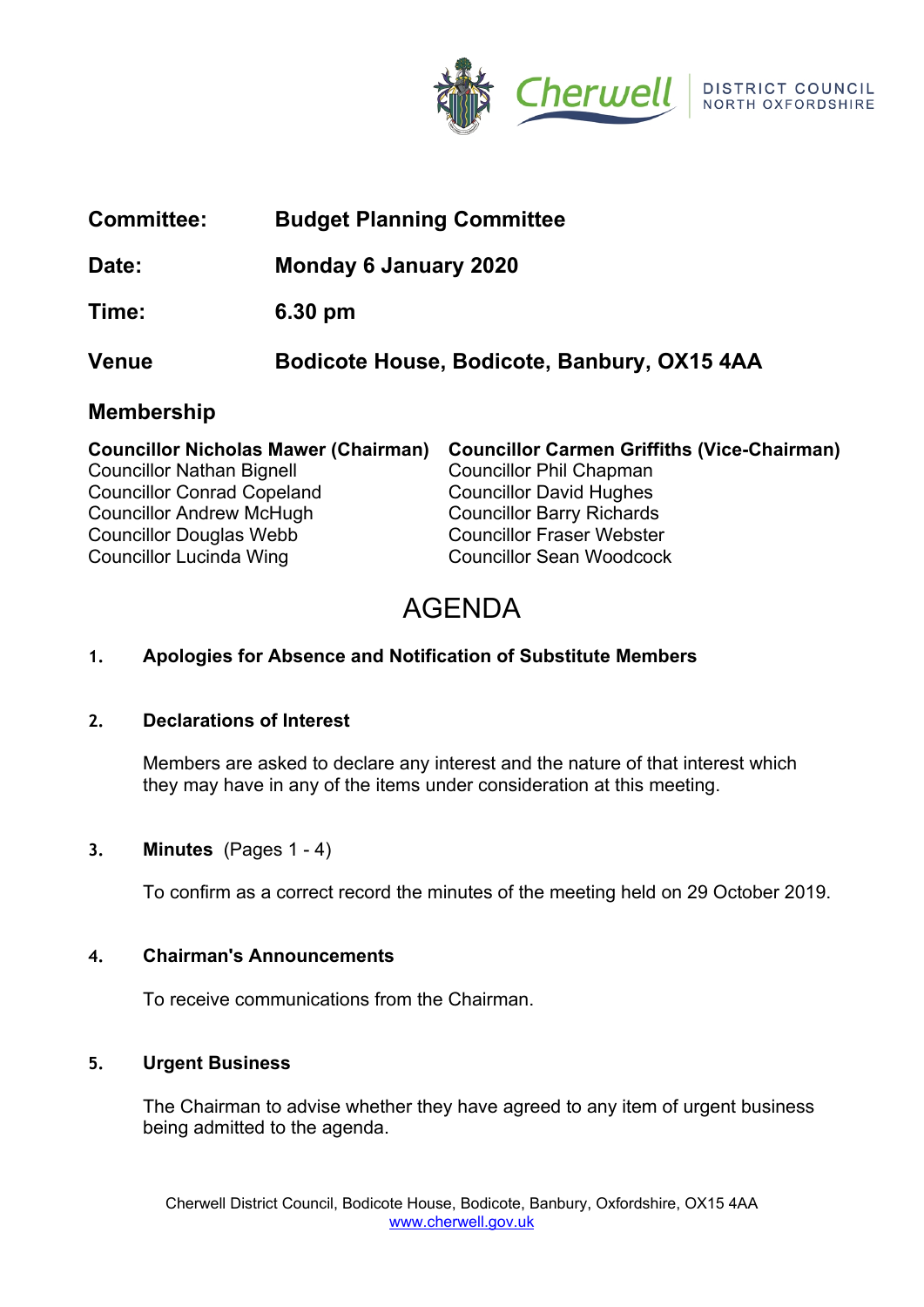| | |
|---|---|
| **Committee:** | **Budget Planning Committee** |
| **Date:** | **Monday 6 January 2020** |
| **Time:** | **6.30 pm** |
| **Venue** | **Bodicote House, Bodicote, Banbury, OX15 4AA** |

## Membership

**Councillor Nicholas Mawer (Chairman)**
Councillor Nathan Bignell
Councillor Conrad Copeland
Councillor Andrew McHugh
Councillor Douglas Webb
Councillor Lucinda Wing

**Councillor Carmen Griffiths (Vice-Chairman)**
Councillor Phil Chapman
Councillor David Hughes
Councillor Barry Richards
Councillor Fraser Webster
Councillor Sean Woodcock

# AGENDA

### 1. Apologies for Absence and Notification of Substitute Members

### 2. Declarations of Interest

Members are asked to declare any interest and the nature of that interest which they may have in any of the items under consideration at this meeting.

### 3. Minutes (Pages 1 - 4)

To confirm as a correct record the minutes of the meeting held on 29 October 2019.

### 4. Chairman's Announcements

To receive communications from the Chairman.

### 5. Urgent Business

The Chairman to advise whether they have agreed to any item of urgent business being admitted to the agenda.

Cherwell District Council, Bodicote House, Bodicote, Banbury, Oxfordshire, OX15 4AA
www.cherwell.gov.uk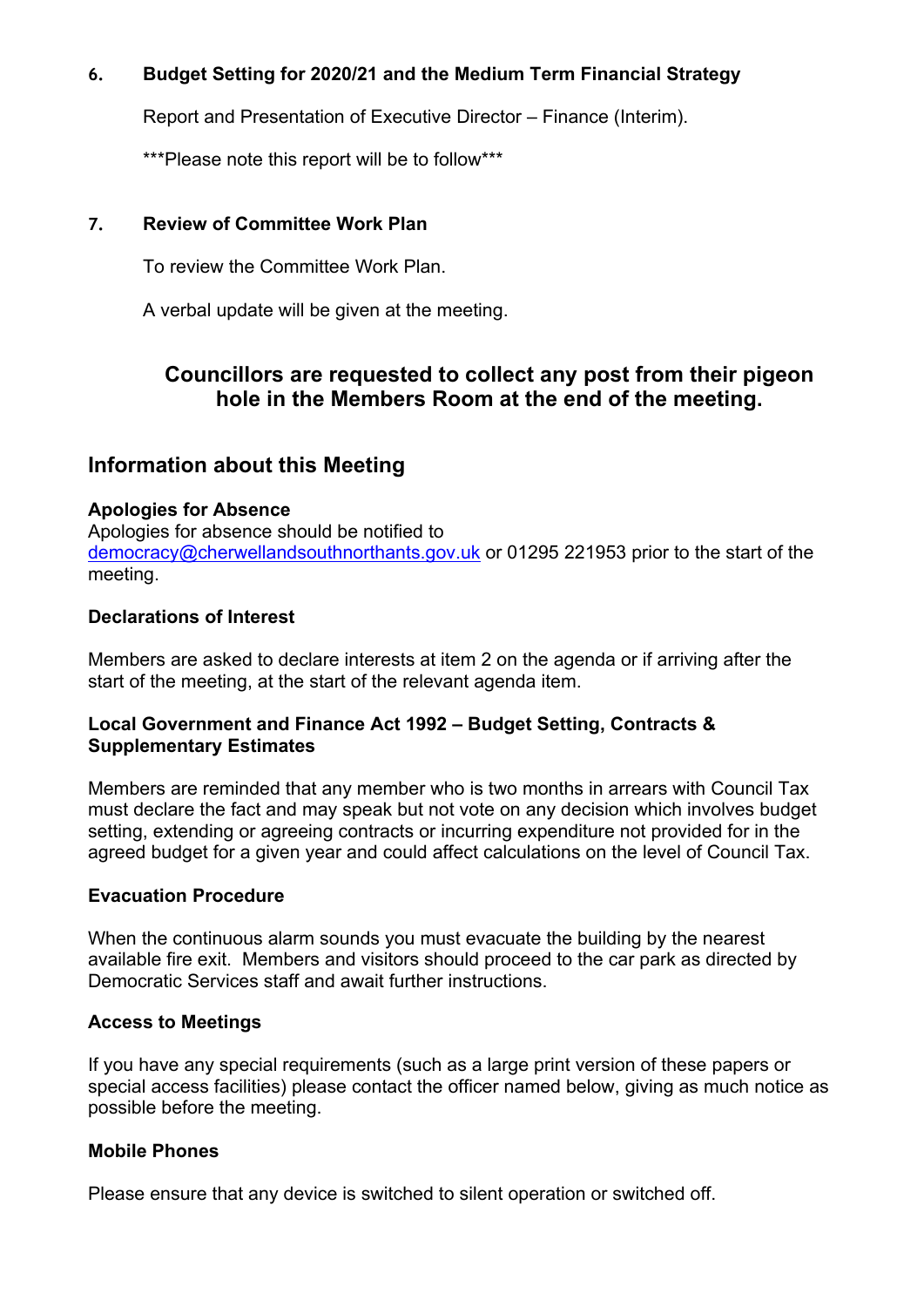**6. Budget Setting for 2020/21 and the Medium Term Financial Strategy**

Report and Presentation of Executive Director – Finance (Interim).

***Please note this report will be to follow***

**7. Review of Committee Work Plan**

To review the Committee Work Plan.

A verbal update will be given at the meeting.

**Councillors are requested to collect any post from their pigeon hole in the Members Room at the end of the meeting.**

## Information about this Meeting

**Apologies for Absence**
Apologies for absence should be notified to democracy@cherwellandsouthnorthants.gov.uk or 01295 221953 prior to the start of the meeting.

**Declarations of Interest**

Members are asked to declare interests at item 2 on the agenda or if arriving after the start of the meeting, at the start of the relevant agenda item.

**Local Government and Finance Act 1992 – Budget Setting, Contracts & Supplementary Estimates**

Members are reminded that any member who is two months in arrears with Council Tax must declare the fact and may speak but not vote on any decision which involves budget setting, extending or agreeing contracts or incurring expenditure not provided for in the agreed budget for a given year and could affect calculations on the level of Council Tax.

**Evacuation Procedure**

When the continuous alarm sounds you must evacuate the building by the nearest available fire exit. Members and visitors should proceed to the car park as directed by Democratic Services staff and await further instructions.

**Access to Meetings**

If you have any special requirements (such as a large print version of these papers or special access facilities) please contact the officer named below, giving as much notice as possible before the meeting.

**Mobile Phones**

Please ensure that any device is switched to silent operation or switched off.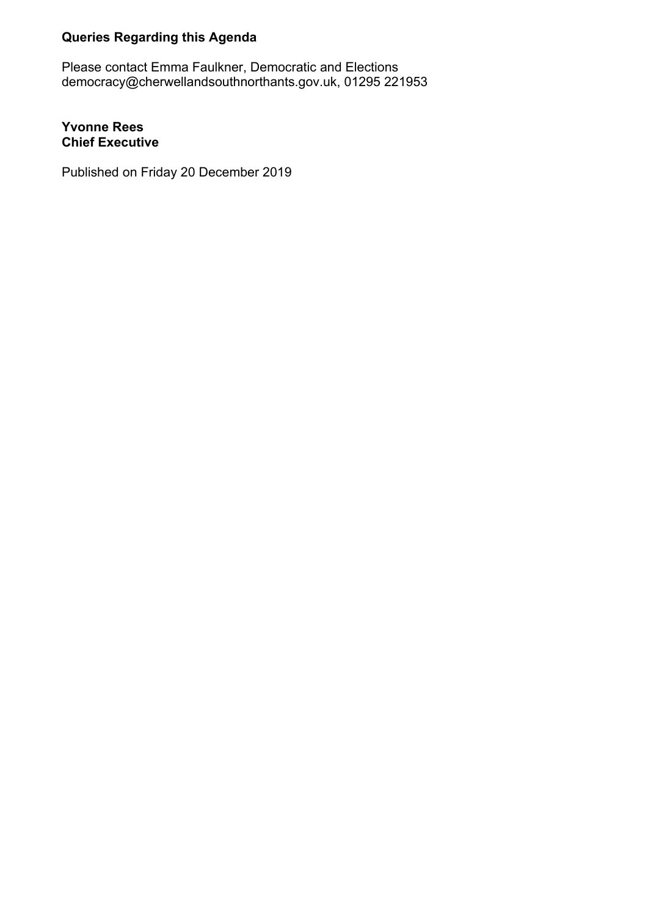**Queries Regarding this Agenda**

Please contact Emma Faulkner, Democratic and Elections democracy@cherwellandsouthnorthants.gov.uk, 01295 221953

**Yvonne Rees**
**Chief Executive**

Published on Friday 20 December 2019